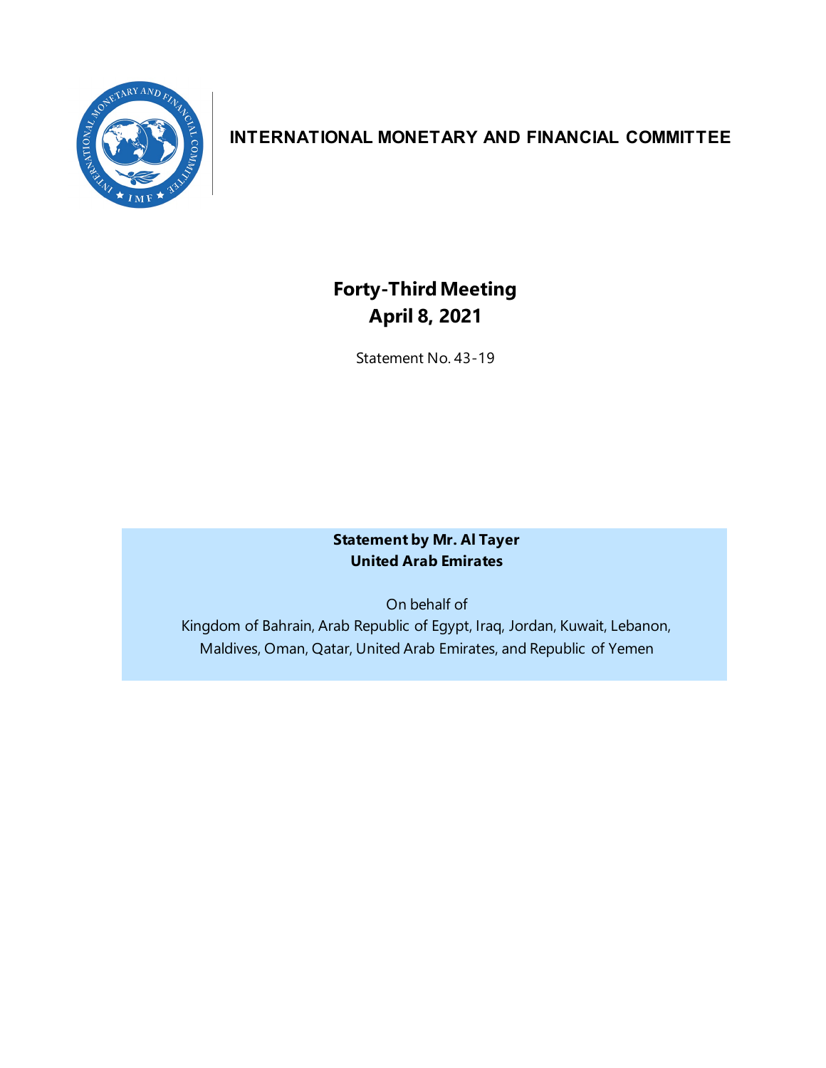**INTERNATIONAL MONETARY AND FINANCIAL COMMITTEE**

# Forty-Third Meeting
## April 8, 2021

Statement No. 43-19

**Statement by Mr. Al Tayer**
**United Arab Emirates**

On behalf of
Kingdom of Bahrain, Arab Republic of Egypt, Iraq, Jordan, Kuwait, Lebanon, Maldives, Oman, Qatar, United Arab Emirates, and Republic of Yemen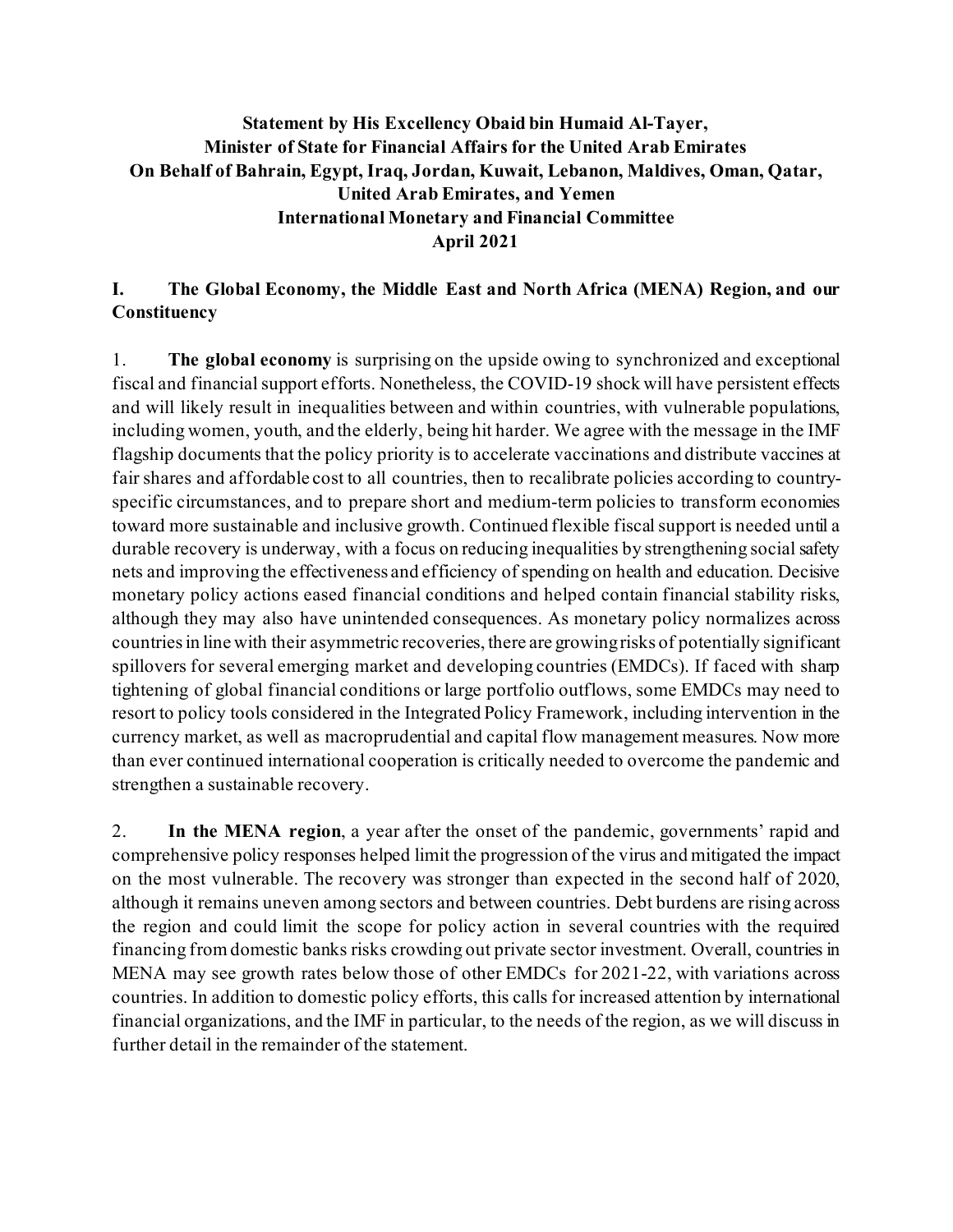**Statement by His Excellency Obaid bin Humaid Al-Tayer,**
**Minister of State for Financial Affairs for the United Arab Emirates**
**On Behalf of Bahrain, Egypt, Iraq, Jordan, Kuwait, Lebanon, Maldives, Oman, Qatar, United Arab Emirates, and Yemen**
**International Monetary and Financial Committee**
**April 2021**

## I. The Global Economy, the Middle East and North Africa (MENA) Region, and our Constituency

1. **The global economy** is surprising on the upside owing to synchronized and exceptional fiscal and financial support efforts. Nonetheless, the COVID-19 shock will have persistent effects and will likely result in inequalities between and within countries, with vulnerable populations, including women, youth, and the elderly, being hit harder. We agree with the message in the IMF flagship documents that the policy priority is to accelerate vaccinations and distribute vaccines at fair shares and affordable cost to all countries, then to recalibrate policies according to country-specific circumstances, and to prepare short and medium-term policies to transform economies toward more sustainable and inclusive growth. Continued flexible fiscal support is needed until a durable recovery is underway, with a focus on reducing inequalities by strengthening social safety nets and improving the effectiveness and efficiency of spending on health and education. Decisive monetary policy actions eased financial conditions and helped contain financial stability risks, although they may also have unintended consequences. As monetary policy normalizes across countries in line with their asymmetric recoveries, there are growing risks of potentially significant spillovers for several emerging market and developing countries (EMDCs). If faced with sharp tightening of global financial conditions or large portfolio outflows, some EMDCs may need to resort to policy tools considered in the Integrated Policy Framework, including intervention in the currency market, as well as macroprudential and capital flow management measures. Now more than ever continued international cooperation is critically needed to overcome the pandemic and strengthen a sustainable recovery.

2. **In the MENA region**, a year after the onset of the pandemic, governments' rapid and comprehensive policy responses helped limit the progression of the virus and mitigated the impact on the most vulnerable. The recovery was stronger than expected in the second half of 2020, although it remains uneven among sectors and between countries. Debt burdens are rising across the region and could limit the scope for policy action in several countries with the required financing from domestic banks risks crowding out private sector investment. Overall, countries in MENA may see growth rates below those of other EMDCs for 2021-22, with variations across countries. In addition to domestic policy efforts, this calls for increased attention by international financial organizations, and the IMF in particular, to the needs of the region, as we will discuss in further detail in the remainder of the statement.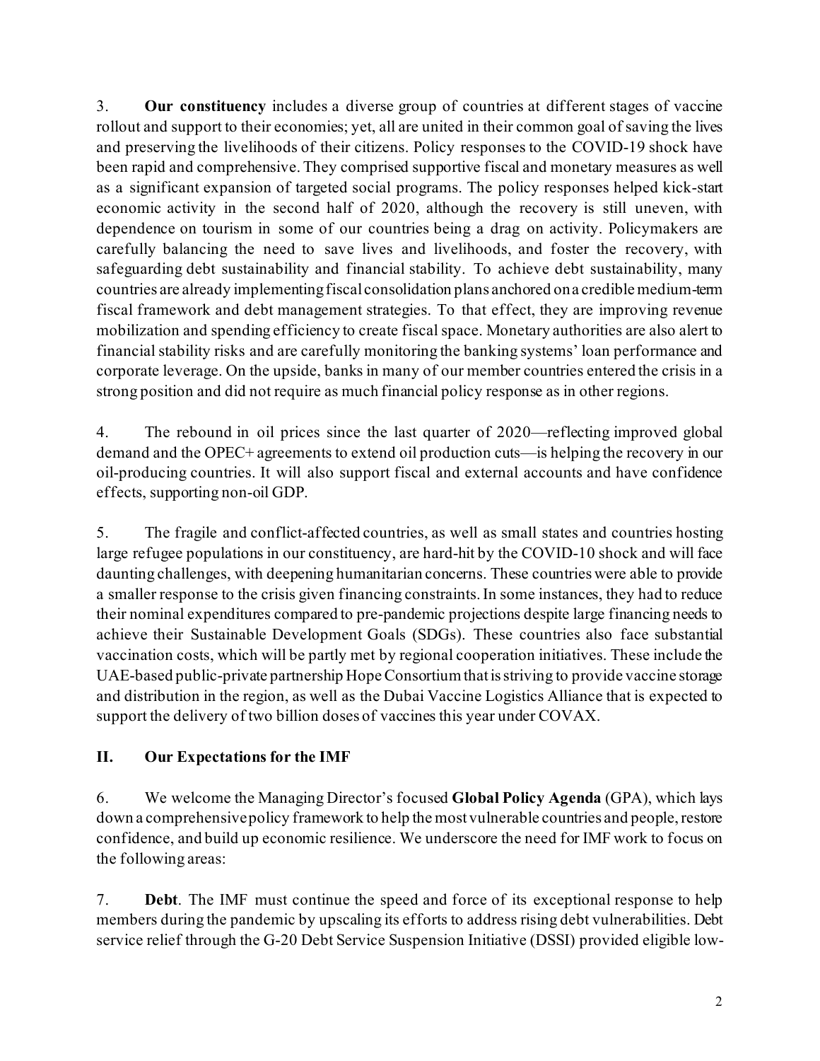3. **Our constituency** includes a diverse group of countries at different stages of vaccine rollout and support to their economies; yet, all are united in their common goal of saving the lives and preserving the livelihoods of their citizens. Policy responses to the COVID-19 shock have been rapid and comprehensive. They comprised supportive fiscal and monetary measures as well as a significant expansion of targeted social programs. The policy responses helped kick-start economic activity in the second half of 2020, although the recovery is still uneven, with dependence on tourism in some of our countries being a drag on activity. Policymakers are carefully balancing the need to save lives and livelihoods, and foster the recovery, with safeguarding debt sustainability and financial stability. To achieve debt sustainability, many countries are already implementing fiscal consolidation plans anchored on a credible medium-term fiscal framework and debt management strategies. To that effect, they are improving revenue mobilization and spending efficiency to create fiscal space. Monetary authorities are also alert to financial stability risks and are carefully monitoring the banking systems' loan performance and corporate leverage. On the upside, banks in many of our member countries entered the crisis in a strong position and did not require as much financial policy response as in other regions.

4. The rebound in oil prices since the last quarter of 2020—reflecting improved global demand and the OPEC+ agreements to extend oil production cuts—is helping the recovery in our oil-producing countries. It will also support fiscal and external accounts and have confidence effects, supporting non-oil GDP.

5. The fragile and conflict-affected countries, as well as small states and countries hosting large refugee populations in our constituency, are hard-hit by the COVID-10 shock and will face daunting challenges, with deepening humanitarian concerns. These countries were able to provide a smaller response to the crisis given financing constraints. In some instances, they had to reduce their nominal expenditures compared to pre-pandemic projections despite large financing needs to achieve their Sustainable Development Goals (SDGs). These countries also face substantial vaccination costs, which will be partly met by regional cooperation initiatives. These include the UAE-based public-private partnership Hope Consortium that is striving to provide vaccine storage and distribution in the region, as well as the Dubai Vaccine Logistics Alliance that is expected to support the delivery of two billion doses of vaccines this year under COVAX.

## II. Our Expectations for the IMF

6. We welcome the Managing Director's focused **Global Policy Agenda** (GPA), which lays down a comprehensive policy framework to help the most vulnerable countries and people, restore confidence, and build up economic resilience. We underscore the need for IMF work to focus on the following areas:

7. **Debt**. The IMF must continue the speed and force of its exceptional response to help members during the pandemic by upscaling its efforts to address rising debt vulnerabilities. Debt service relief through the G-20 Debt Service Suspension Initiative (DSSI) provided eligible low-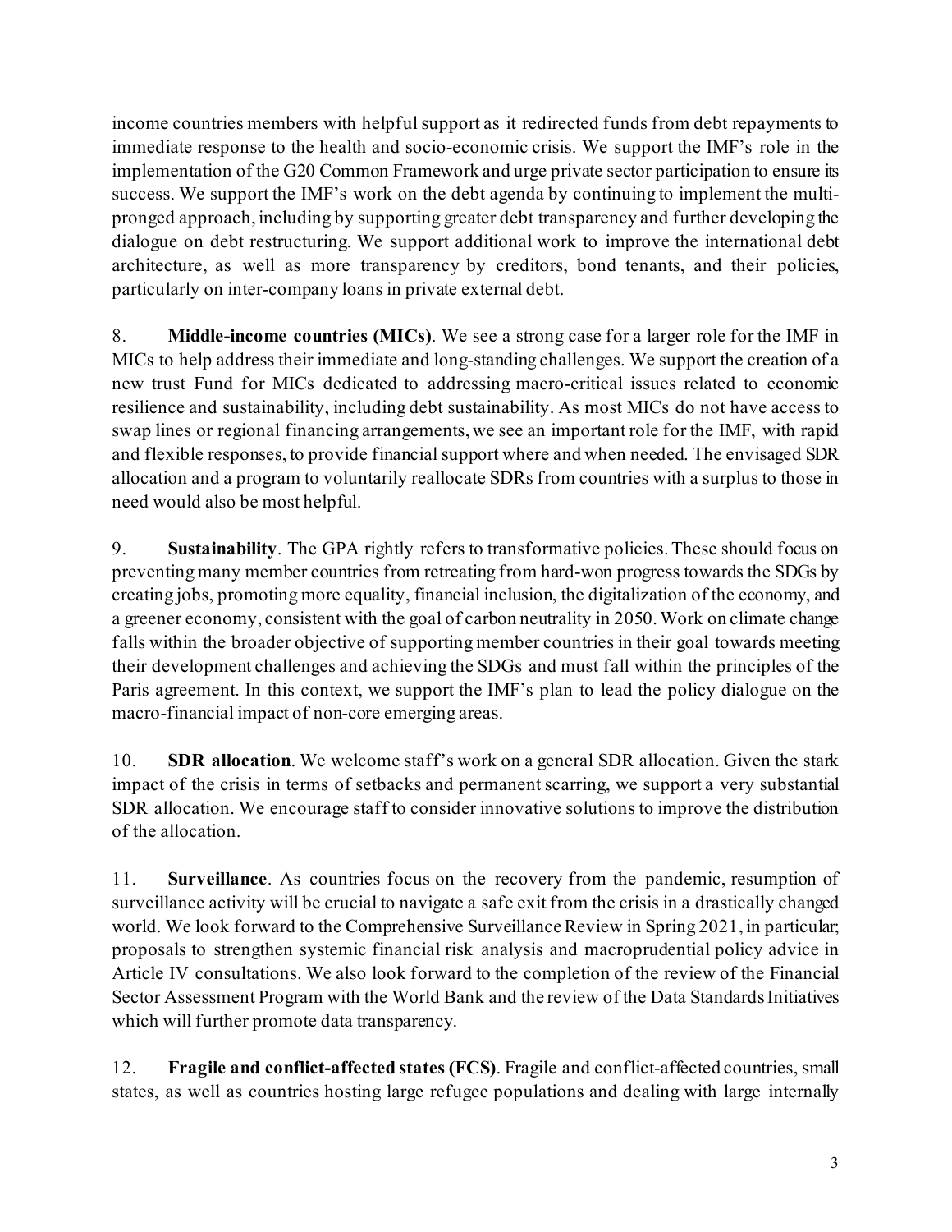income countries members with helpful support as it redirected funds from debt repayments to immediate response to the health and socio-economic crisis. We support the IMF's role in the implementation of the G20 Common Framework and urge private sector participation to ensure its success. We support the IMF's work on the debt agenda by continuing to implement the multi-pronged approach, including by supporting greater debt transparency and further developing the dialogue on debt restructuring. We support additional work to improve the international debt architecture, as well as more transparency by creditors, bond tenants, and their policies, particularly on inter-company loans in private external debt.

8. **Middle-income countries (MICs)**. We see a strong case for a larger role for the IMF in MICs to help address their immediate and long-standing challenges. We support the creation of a new trust Fund for MICs dedicated to addressing macro-critical issues related to economic resilience and sustainability, including debt sustainability. As most MICs do not have access to swap lines or regional financing arrangements, we see an important role for the IMF, with rapid and flexible responses, to provide financial support where and when needed. The envisaged SDR allocation and a program to voluntarily reallocate SDRs from countries with a surplus to those in need would also be most helpful.

9. **Sustainability**. The GPA rightly refers to transformative policies. These should focus on preventing many member countries from retreating from hard-won progress towards the SDGs by creating jobs, promoting more equality, financial inclusion, the digitalization of the economy, and a greener economy, consistent with the goal of carbon neutrality in 2050. Work on climate change falls within the broader objective of supporting member countries in their goal towards meeting their development challenges and achieving the SDGs and must fall within the principles of the Paris agreement. In this context, we support the IMF's plan to lead the policy dialogue on the macro-financial impact of non-core emerging areas.

10. **SDR allocation**. We welcome staff's work on a general SDR allocation. Given the stark impact of the crisis in terms of setbacks and permanent scarring, we support a very substantial SDR allocation. We encourage staff to consider innovative solutions to improve the distribution of the allocation.

11. **Surveillance**. As countries focus on the recovery from the pandemic, resumption of surveillance activity will be crucial to navigate a safe exit from the crisis in a drastically changed world. We look forward to the Comprehensive Surveillance Review in Spring 2021, in particular; proposals to strengthen systemic financial risk analysis and macroprudential policy advice in Article IV consultations. We also look forward to the completion of the review of the Financial Sector Assessment Program with the World Bank and the review of the Data Standards Initiatives which will further promote data transparency.

12. **Fragile and conflict-affected states (FCS)**. Fragile and conflict-affected countries, small states, as well as countries hosting large refugee populations and dealing with large internally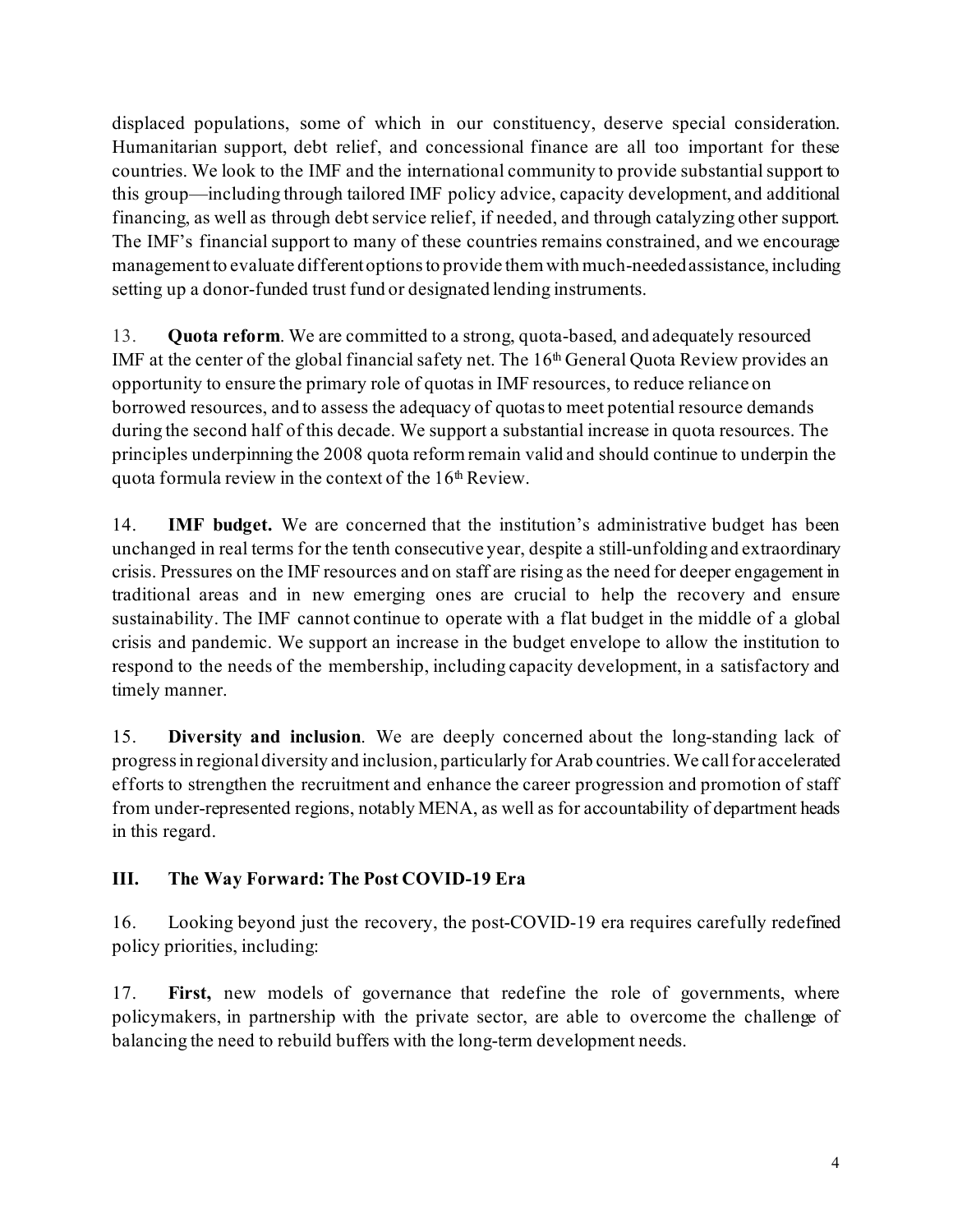displaced populations, some of which in our constituency, deserve special consideration. Humanitarian support, debt relief, and concessional finance are all too important for these countries. We look to the IMF and the international community to provide substantial support to this group—including through tailored IMF policy advice, capacity development, and additional financing, as well as through debt service relief, if needed, and through catalyzing other support. The IMF's financial support to many of these countries remains constrained, and we encourage management to evaluate different options to provide them with much-needed assistance, including setting up a donor-funded trust fund or designated lending instruments.

13. **Quota reform**. We are committed to a strong, quota-based, and adequately resourced IMF at the center of the global financial safety net. The 16th General Quota Review provides an opportunity to ensure the primary role of quotas in IMF resources, to reduce reliance on borrowed resources, and to assess the adequacy of quotas to meet potential resource demands during the second half of this decade. We support a substantial increase in quota resources. The principles underpinning the 2008 quota reform remain valid and should continue to underpin the quota formula review in the context of the 16th Review.

14. **IMF budget.** We are concerned that the institution's administrative budget has been unchanged in real terms for the tenth consecutive year, despite a still-unfolding and extraordinary crisis. Pressures on the IMF resources and on staff are rising as the need for deeper engagement in traditional areas and in new emerging ones are crucial to help the recovery and ensure sustainability. The IMF cannot continue to operate with a flat budget in the middle of a global crisis and pandemic. We support an increase in the budget envelope to allow the institution to respond to the needs of the membership, including capacity development, in a satisfactory and timely manner.

15. **Diversity and inclusion**. We are deeply concerned about the long-standing lack of progress in regional diversity and inclusion, particularly for Arab countries. We call for accelerated efforts to strengthen the recruitment and enhance the career progression and promotion of staff from under-represented regions, notably MENA, as well as for accountability of department heads in this regard.

## III. The Way Forward: The Post COVID-19 Era

16. Looking beyond just the recovery, the post-COVID-19 era requires carefully redefined policy priorities, including:

17. **First,** new models of governance that redefine the role of governments, where policymakers, in partnership with the private sector, are able to overcome the challenge of balancing the need to rebuild buffers with the long-term development needs.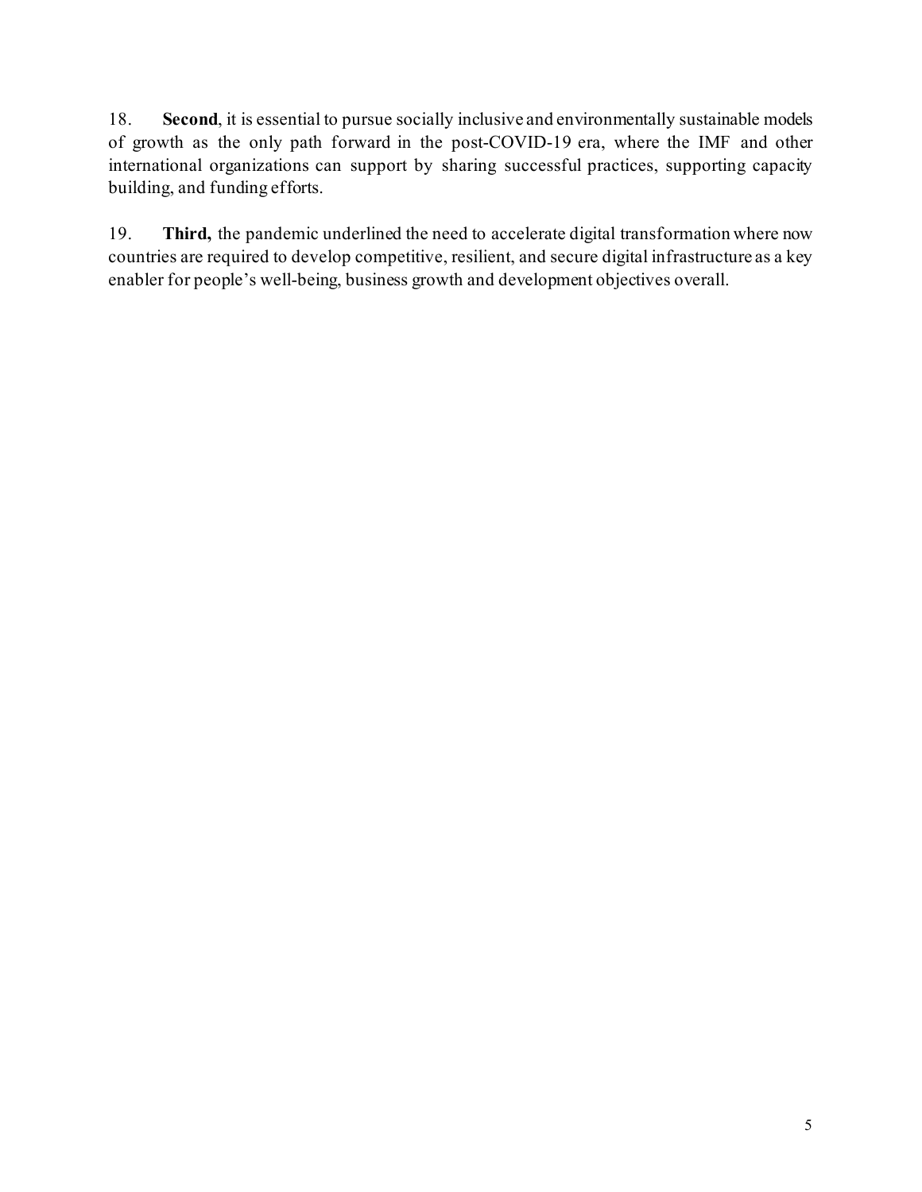18. **Second**, it is essential to pursue socially inclusive and environmentally sustainable models of growth as the only path forward in the post-COVID-19 era, where the IMF and other international organizations can support by sharing successful practices, supporting capacity building, and funding efforts.

19. **Third,** the pandemic underlined the need to accelerate digital transformation where now countries are required to develop competitive, resilient, and secure digital infrastructure as a key enabler for people's well-being, business growth and development objectives overall.